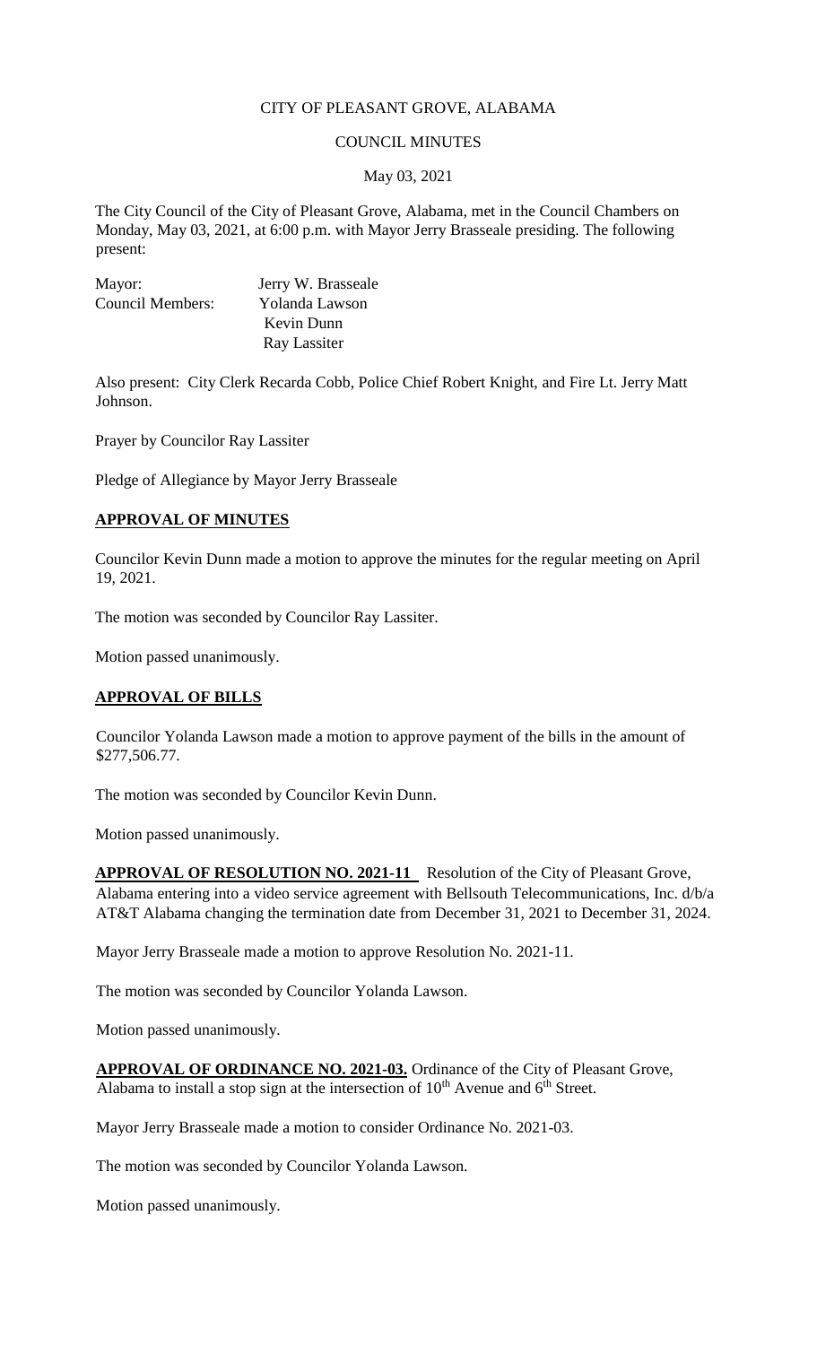CITY OF PLEASANT GROVE, ALABAMA

COUNCIL MINUTES

May 03, 2021

The City Council of the City of Pleasant Grove, Alabama, met in the Council Chambers on Monday, May 03, 2021, at 6:00 p.m. with Mayor Jerry Brasseale presiding. The following present:

| | |
|---|---|
| Mayor: | Jerry W. Brasseale |
| Council Members: | Yolanda Lawson |
| | Kevin Dunn |
| | Ray Lassiter |

Also present: City Clerk Recarda Cobb, Police Chief Robert Knight, and Fire Lt. Jerry Matt Johnson.

Prayer by Councilor Ray Lassiter

Pledge of Allegiance by Mayor Jerry Brasseale

**APPROVAL OF MINUTES**

Councilor Kevin Dunn made a motion to approve the minutes for the regular meeting on April 19, 2021.

The motion was seconded by Councilor Ray Lassiter.

Motion passed unanimously.

**APPROVAL OF BILLS**

Councilor Yolanda Lawson made a motion to approve payment of the bills in the amount of $277,506.77.

The motion was seconded by Councilor Kevin Dunn.

Motion passed unanimously.

**APPROVAL OF RESOLUTION NO. 2021-11** Resolution of the City of Pleasant Grove, Alabama entering into a video service agreement with Bellsouth Telecommunications, Inc. d/b/a AT&T Alabama changing the termination date from December 31, 2021 to December 31, 2024.

Mayor Jerry Brasseale made a motion to approve Resolution No. 2021-11.

The motion was seconded by Councilor Yolanda Lawson.

Motion passed unanimously.

**APPROVAL OF ORDINANCE NO. 2021-03.** Ordinance of the City of Pleasant Grove, Alabama to install a stop sign at the intersection of 10th Avenue and 6th Street.

Mayor Jerry Brasseale made a motion to consider Ordinance No. 2021-03.

The motion was seconded by Councilor Yolanda Lawson.

Motion passed unanimously.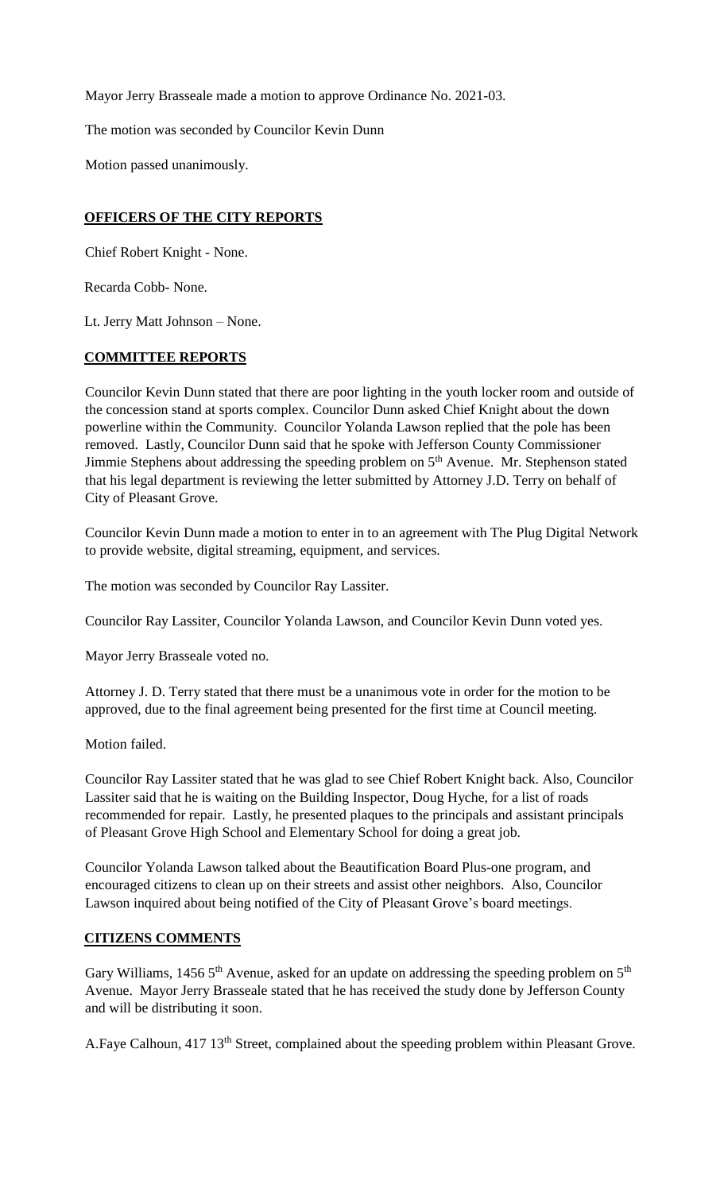Mayor Jerry Brasseale made a motion to approve Ordinance No. 2021-03.

The motion was seconded by Councilor Kevin Dunn

Motion passed unanimously.

## OFFICERS OF THE CITY REPORTS

Chief Robert Knight - None.

Recarda Cobb- None.

Lt. Jerry Matt Johnson – None.

## COMMITTEE REPORTS

Councilor Kevin Dunn stated that there are poor lighting in the youth locker room and outside of the concession stand at sports complex. Councilor Dunn asked Chief Knight about the down powerline within the Community. Councilor Yolanda Lawson replied that the pole has been removed. Lastly, Councilor Dunn said that he spoke with Jefferson County Commissioner Jimmie Stephens about addressing the speeding problem on 5th Avenue. Mr. Stephenson stated that his legal department is reviewing the letter submitted by Attorney J.D. Terry on behalf of City of Pleasant Grove.

Councilor Kevin Dunn made a motion to enter in to an agreement with The Plug Digital Network to provide website, digital streaming, equipment, and services.

The motion was seconded by Councilor Ray Lassiter.

Councilor Ray Lassiter, Councilor Yolanda Lawson, and Councilor Kevin Dunn voted yes.

Mayor Jerry Brasseale voted no.

Attorney J. D. Terry stated that there must be a unanimous vote in order for the motion to be approved, due to the final agreement being presented for the first time at Council meeting.

Motion failed.

Councilor Ray Lassiter stated that he was glad to see Chief Robert Knight back. Also, Councilor Lassiter said that he is waiting on the Building Inspector, Doug Hyche, for a list of roads recommended for repair. Lastly, he presented plaques to the principals and assistant principals of Pleasant Grove High School and Elementary School for doing a great job.

Councilor Yolanda Lawson talked about the Beautification Board Plus-one program, and encouraged citizens to clean up on their streets and assist other neighbors. Also, Councilor Lawson inquired about being notified of the City of Pleasant Grove's board meetings.

## CITIZENS COMMENTS

Gary Williams, 1456 5th Avenue, asked for an update on addressing the speeding problem on 5th Avenue. Mayor Jerry Brasseale stated that he has received the study done by Jefferson County and will be distributing it soon.

A.Faye Calhoun, 417 13th Street, complained about the speeding problem within Pleasant Grove.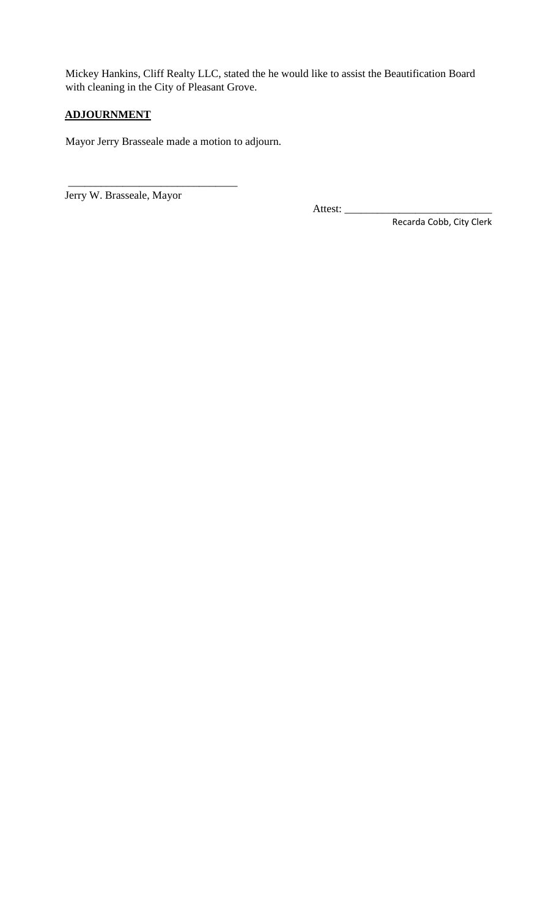Mickey Hankins, Cliff Realty LLC, stated the he would like to assist the Beautification Board with cleaning in the City of Pleasant Grove.

**ADJOURNMENT**

Mayor Jerry Brasseale made a motion to adjourn.

_______________________________
Jerry W. Brasseale, Mayor

Attest: ___________________________
Recarda Cobb, City Clerk